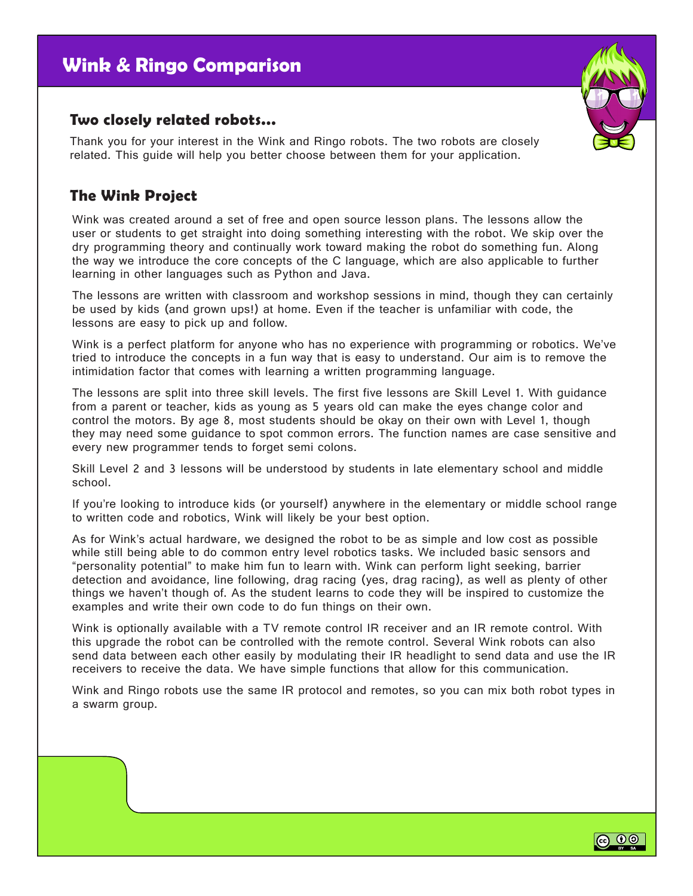# Wink & Ringo Comparison

## Two closely related robots...

Thank you for your interest in the Wink and Ringo robots. The two robots are closely related. This guide will help you better choose between them for your application.

## The Wink Project

Wink was created around a set of free and open source lesson plans. The lessons allow the user or students to get straight into doing something interesting with the robot. We skip over the dry programming theory and continually work toward making the robot do something fun. Along the way we introduce the core concepts of the C language, which are also applicable to further learning in other languages such as Python and Java.

The lessons are written with classroom and workshop sessions in mind, though they can certainly be used by kids (and grown ups!) at home. Even if the teacher is unfamiliar with code, the lessons are easy to pick up and follow.

Wink is a perfect platform for anyone who has no experience with programming or robotics. We've tried to introduce the concepts in a fun way that is easy to understand. Our aim is to remove the intimidation factor that comes with learning a written programming language.

The lessons are split into three skill levels. The first five lessons are Skill Level 1. With guidance from a parent or teacher, kids as young as 5 years old can make the eyes change color and control the motors. By age 8, most students should be okay on their own with Level 1, though they may need some guidance to spot common errors. The function names are case sensitive and every new programmer tends to forget semi colons.

Skill Level 2 and 3 lessons will be understood by students in late elementary school and middle school.

If you're looking to introduce kids (or yourself) anywhere in the elementary or middle school range to written code and robotics, Wink will likely be your best option.

As for Wink's actual hardware, we designed the robot to be as simple and low cost as possible while still being able to do common entry level robotics tasks. We included basic sensors and "personality potential" to make him fun to learn with. Wink can perform light seeking, barrier detection and avoidance, line following, drag racing (yes, drag racing), as well as plenty of other things we haven't though of. As the student learns to code they will be inspired to customize the examples and write their own code to do fun things on their own.

Wink is optionally available with a TV remote control IR receiver and an IR remote control. With this upgrade the robot can be controlled with the remote control. Several Wink robots can also send data between each other easily by modulating their IR headlight to send data and use the IR receivers to receive the data. We have simple functions that allow for this communication.

Wink and Ringo robots use the same IR protocol and remotes, so you can mix both robot types in a swarm group.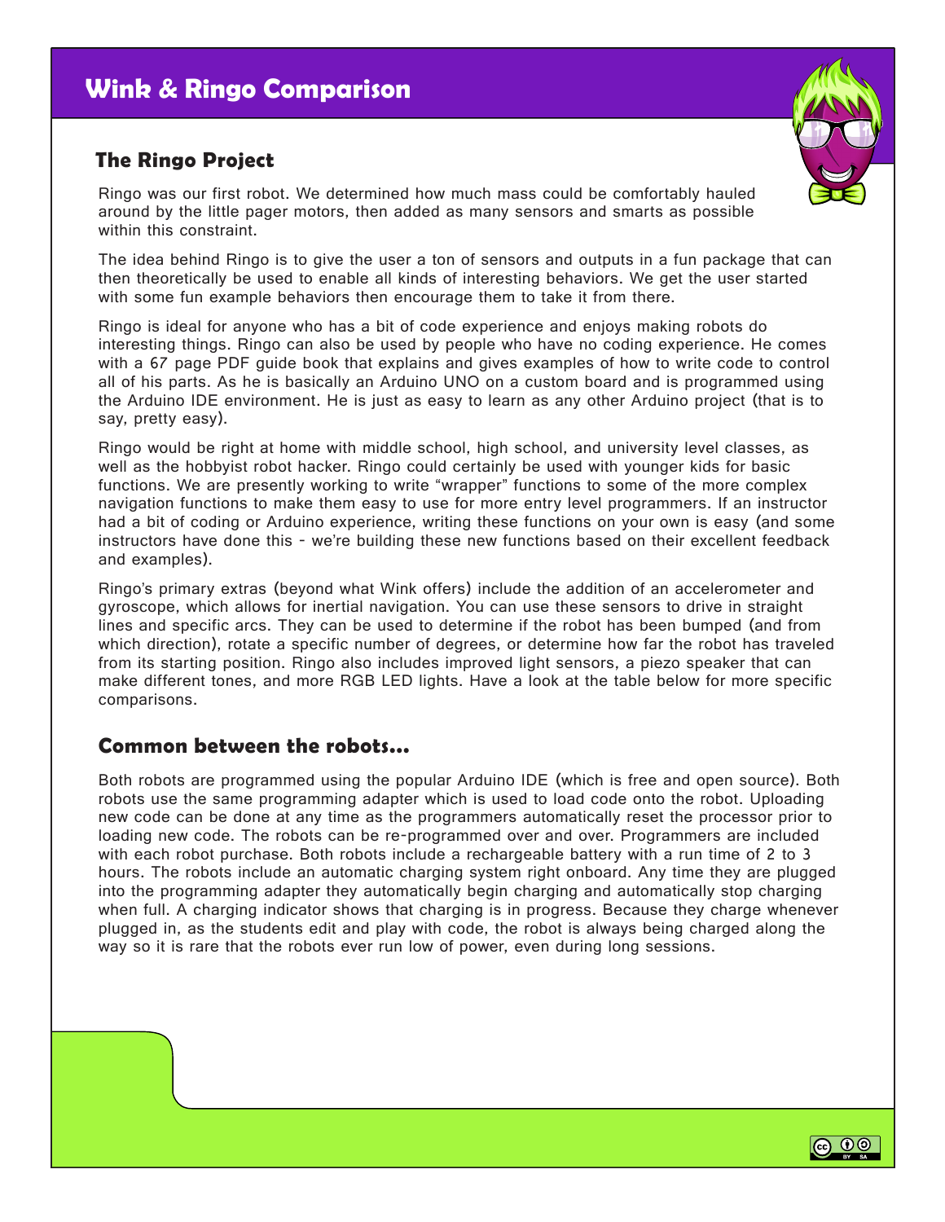# Wink & Ringo Comparison

## The Ringo Project

Ringo was our first robot. We determined how much mass could be comfortably hauled around by the little pager motors, then added as many sensors and smarts as possible within this constraint.

The idea behind Ringo is to give the user a ton of sensors and outputs in a fun package that can then theoretically be used to enable all kinds of interesting behaviors. We get the user started with some fun example behaviors then encourage them to take it from there.

Ringo is ideal for anyone who has a bit of code experience and enjoys making robots do interesting things. Ringo can also be used by people who have no coding experience. He comes with a 67 page PDF guide book that explains and gives examples of how to write code to control all of his parts. As he is basically an Arduino UNO on a custom board and is programmed using the Arduino IDE environment. He is just as easy to learn as any other Arduino project (that is to say, pretty easy).

Ringo would be right at home with middle school, high school, and university level classes, as well as the hobbyist robot hacker. Ringo could certainly be used with younger kids for basic functions. We are presently working to write "wrapper" functions to some of the more complex navigation functions to make them easy to use for more entry level programmers. If an instructor had a bit of coding or Arduino experience, writing these functions on your own is easy (and some instructors have done this - we're building these new functions based on their excellent feedback and examples).

Ringo's primary extras (beyond what Wink offers) include the addition of an accelerometer and gyroscope, which allows for inertial navigation. You can use these sensors to drive in straight lines and specific arcs. They can be used to determine if the robot has been bumped (and from which direction), rotate a specific number of degrees, or determine how far the robot has traveled from its starting position. Ringo also includes improved light sensors, a piezo speaker that can make different tones, and more RGB LED lights. Have a look at the table below for more specific comparisons.

## Common between the robots...

Both robots are programmed using the popular Arduino IDE (which is free and open source). Both robots use the same programming adapter which is used to load code onto the robot. Uploading new code can be done at any time as the programmers automatically reset the processor prior to loading new code. The robots can be re-programmed over and over. Programmers are included with each robot purchase. Both robots include a rechargeable battery with a run time of 2 to 3 hours. The robots include an automatic charging system right onboard. Any time they are plugged into the programming adapter they automatically begin charging and automatically stop charging when full. A charging indicator shows that charging is in progress. Because they charge whenever plugged in, as the students edit and play with code, the robot is always being charged along the way so it is rare that the robots ever run low of power, even during long sessions.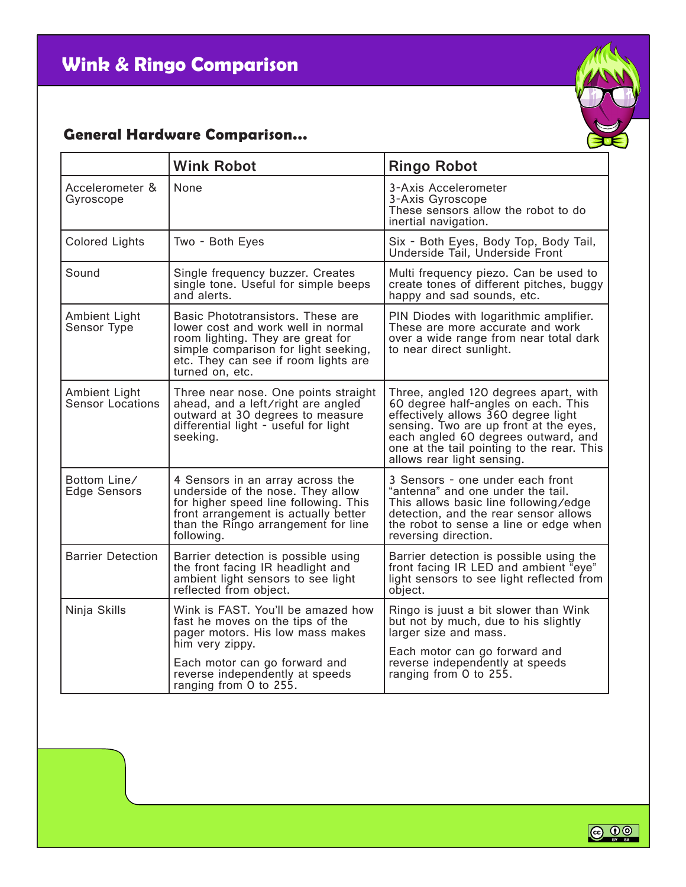# Wink & Ringo Comparison

## General Hardware Comparison...

| | Wink Robot | Ringo Robot |
|---|---|---|
| Accelerometer & Gyroscope | None | 3-Axis Accelerometer<br>3-Axis Gyroscope<br>These sensors allow the robot to do inertial navigation. |
| Colored Lights | Two - Both Eyes | Six - Both Eyes, Body Top, Body Tail, Underside Tail, Underside Front |
| Sound | Single frequency buzzer. Creates single tone. Useful for simple beeps and alerts. | Multi frequency piezo. Can be used to create tones of different pitches, buggy happy and sad sounds, etc. |
| Ambient Light Sensor Type | Basic Phototransistors. These are lower cost and work well in normal room lighting. They are great for simple comparison for light seeking, etc. They can see if room lights are turned on, etc. | PIN Diodes with logarithmic amplifier. These are more accurate and work over a wide range from near total dark to near direct sunlight. |
| Ambient Light Sensor Locations | Three near nose. One points straight ahead, and a left/right are angled outward at 30 degrees to measure differential light - useful for light seeking. | Three, angled 120 degrees apart, with 60 degree half-angles on each. This effectively allows 360 degree light sensing. Two are up front at the eyes, each angled 60 degrees outward, and one at the tail pointing to the rear. This allows rear light sensing. |
| Bottom Line/ Edge Sensors | 4 Sensors in an array across the underside of the nose. They allow for higher speed line following. This front arrangement is actually better than the Ringo arrangement for line following. | 3 Sensors - one under each front "antenna" and one under the tail. This allows basic line following/edge detection, and the rear sensor allows the robot to sense a line or edge when reversing direction. |
| Barrier Detection | Barrier detection is possible using the front facing IR headlight and ambient light sensors to see light reflected from object. | Barrier detection is possible using the front facing IR LED and ambient "eye" light sensors to see light reflected from object. |
| Ninja Skills | Wink is FAST. You'll be amazed how fast he moves on the tips of the pager motors. His low mass makes him very zippy.<br><br>Each motor can go forward and reverse independently at speeds ranging from 0 to 255. | Ringo is juust a bit slower than Wink but not by much, due to his slightly larger size and mass.<br><br>Each motor can go forward and reverse independently at speeds ranging from 0 to 255. |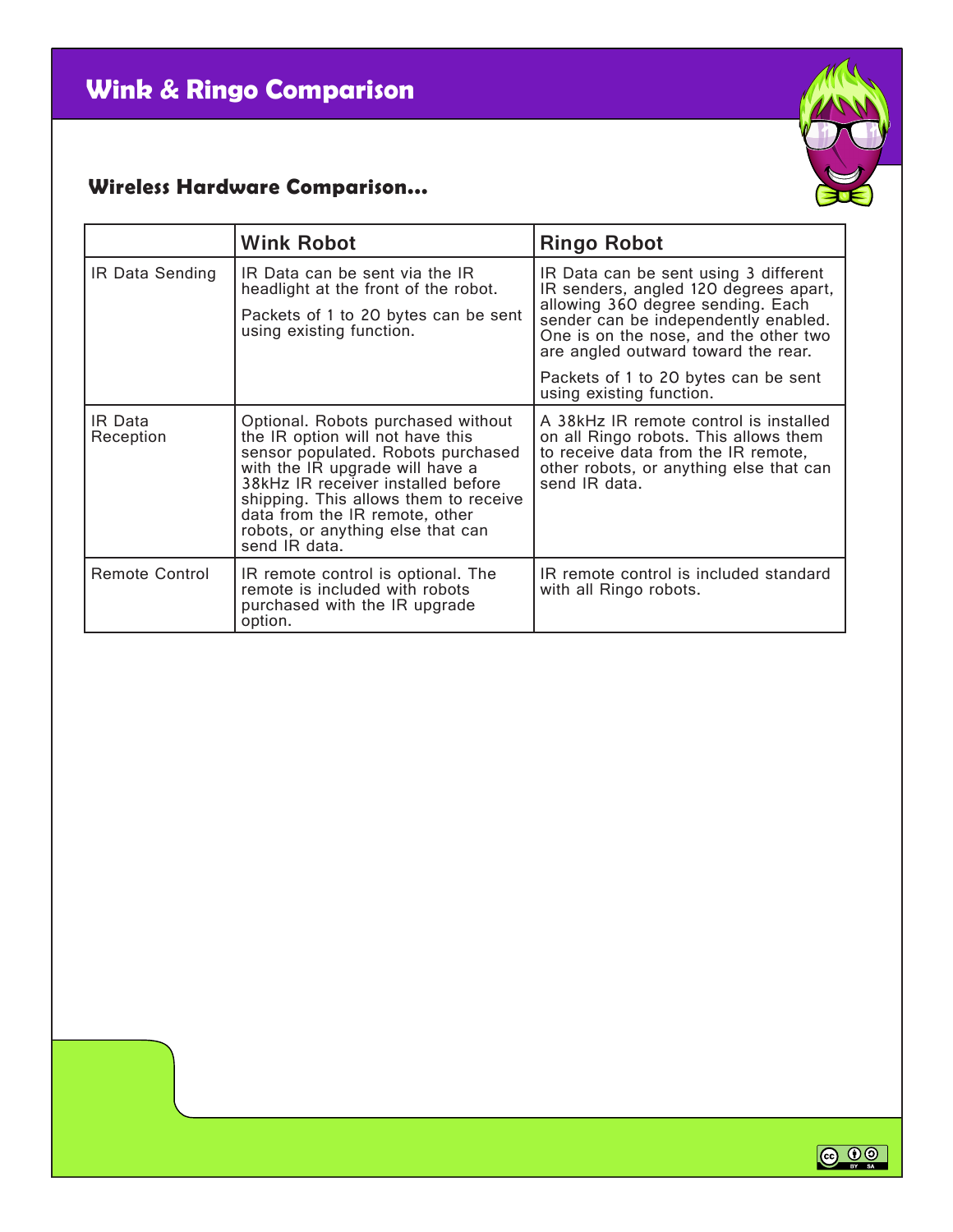# Wink & Ringo Comparison

## Wireless Hardware Comparison...

| | Wink Robot | Ringo Robot |
|---|---|---|
| IR Data Sending | IR Data can be sent via the IR headlight at the front of the robot.<br><br>Packets of 1 to 20 bytes can be sent using existing function. | IR Data can be sent using 3 different IR senders, angled 120 degrees apart, allowing 360 degree sending. Each sender can be independently enabled. One is on the nose, and the other two are angled outward toward the rear.<br><br>Packets of 1 to 20 bytes can be sent using existing function. |
| IR Data Reception | Optional. Robots purchased without the IR option will not have this sensor populated. Robots purchased with the IR upgrade will have a 38kHz IR receiver installed before shipping. This allows them to receive data from the IR remote, other robots, or anything else that can send IR data. | A 38kHz IR remote control is installed on all Ringo robots. This allows them to receive data from the IR remote, other robots, or anything else that can send IR data. |
| Remote Control | IR remote control is optional. The remote is included with robots purchased with the IR upgrade option. | IR remote control is included standard with all Ringo robots. |